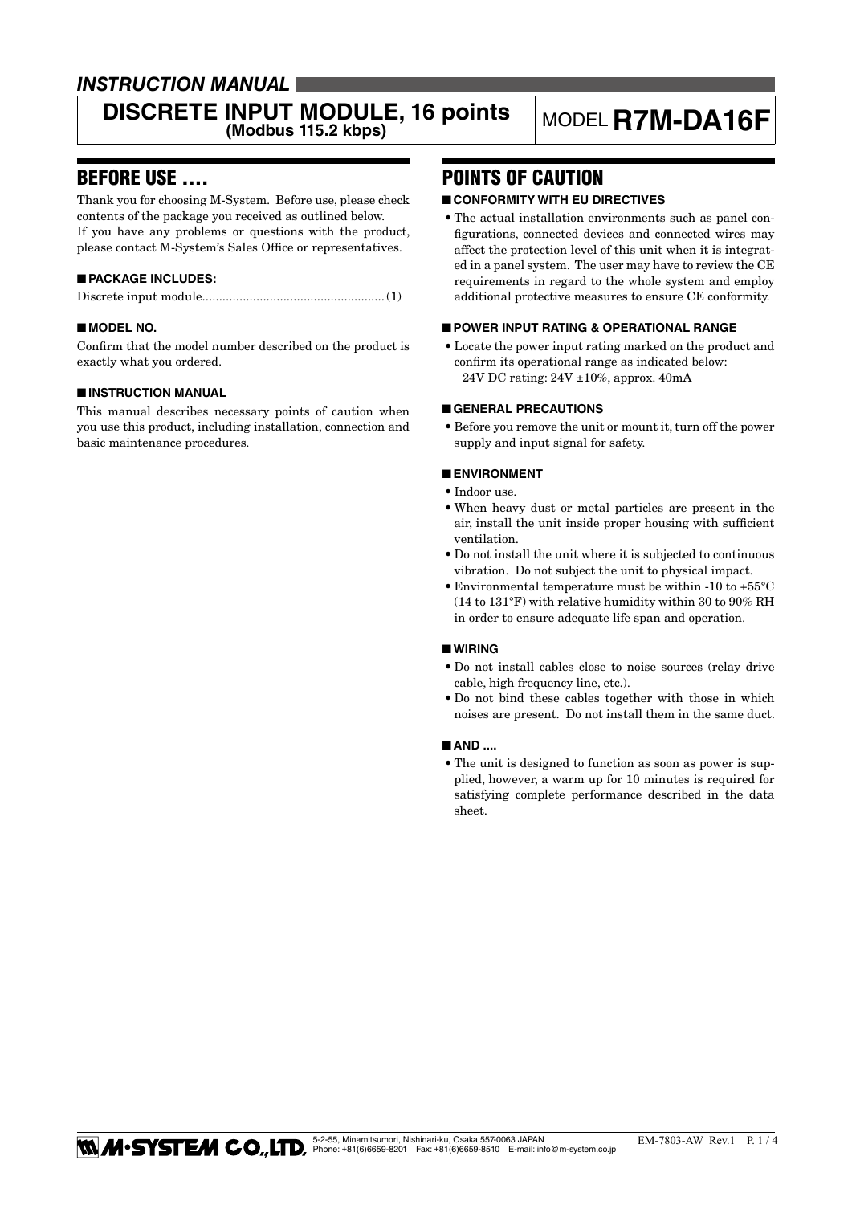*INSTRUCTION MANUAL*

# DISCRETE INPUT MODULE, 16 points (Modbus 115.2 kbps)

MODEL **R7M-DA16F**

## BEFORE USE ....

Thank you for choosing M-System. Before use, please check contents of the package you received as outlined below.
If you have any problems or questions with the product, please contact M-System's Sales Office or representatives.

### ■ PACKAGE INCLUDES:

Discrete input module......................................................(1)

### ■ MODEL NO.

Confirm that the model number described on the product is exactly what you ordered.

### ■ INSTRUCTION MANUAL

This manual describes necessary points of caution when you use this product, including installation, connection and basic maintenance procedures.

## POINTS OF CAUTION

### ■ CONFORMITY WITH EU DIRECTIVES

- The actual installation environments such as panel configurations, connected devices and connected wires may affect the protection level of this unit when it is integrated in a panel system. The user may have to review the CE requirements in regard to the whole system and employ additional protective measures to ensure CE conformity.

### ■ POWER INPUT RATING & OPERATIONAL RANGE

- Locate the power input rating marked on the product and confirm its operational range as indicated below:
  24V DC rating: 24V ±10%, approx. 40mA

### ■ GENERAL PRECAUTIONS

- Before you remove the unit or mount it, turn off the power supply and input signal for safety.

### ■ ENVIRONMENT

- Indoor use.
- When heavy dust or metal particles are present in the air, install the unit inside proper housing with sufficient ventilation.
- Do not install the unit where it is subjected to continuous vibration. Do not subject the unit to physical impact.
- Environmental temperature must be within -10 to +55°C (14 to 131°F) with relative humidity within 30 to 90% RH in order to ensure adequate life span and operation.

### ■ WIRING

- Do not install cables close to noise sources (relay drive cable, high frequency line, etc.).
- Do not bind these cables together with those in which noises are present. Do not install them in the same duct.

### ■ AND ....

- The unit is designed to function as soon as power is supplied, however, a warm up for 10 minutes is required for satisfying complete performance described in the data sheet.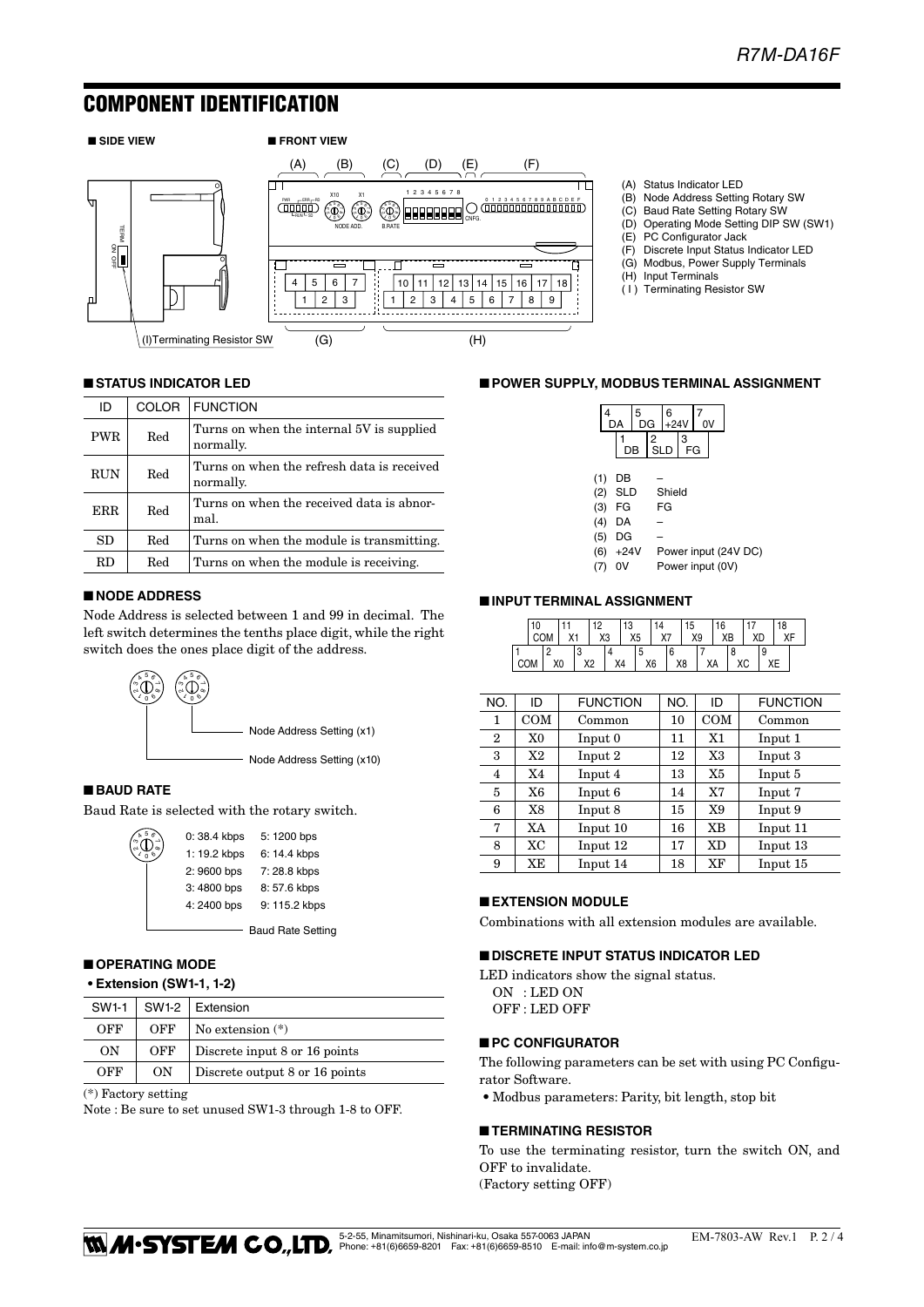# COMPONENT IDENTIFICATION

■ **SIDE VIEW**

■ **FRONT VIEW**

(I)Terminating Resistor SW

- (A) Status Indicator LED
- (B) Node Address Setting Rotary SW
- (C) Baud Rate Setting Rotary SW
- (D) Operating Mode Setting DIP SW (SW1)
- (E) PC Configurator Jack
- (F) Discrete Input Status Indicator LED
- (G) Modbus, Power Supply Terminals
- (H) Input Terminals
- ( I ) Terminating Resistor SW

## ■ STATUS INDICATOR LED

| ID | COLOR | FUNCTION |
|---|---|---|
| PWR | Red | Turns on when the internal 5V is supplied normally. |
| RUN | Red | Turns on when the refresh data is received normally. |
| ERR | Red | Turns on when the received data is abnormal. |
| SD | Red | Turns on when the module is transmitting. |
| RD | Red | Turns on when the module is receiving. |

## ■ NODE ADDRESS

Node Address is selected between 1 and 99 in decimal. The left switch determines the tenths place digit, while the right switch does the ones place digit of the address.

Node Address Setting (x1)

Node Address Setting (x10)

## ■ BAUD RATE

Baud Rate is selected with the rotary switch.

| | |
|---|---|
| 0: 38.4 kbps | 5: 1200 bps |
| 1: 19.2 kbps | 6: 14.4 kbps |
| 2: 9600 bps | 7: 28.8 kbps |
| 3: 4800 bps | 8: 57.6 kbps |
| 4: 2400 bps | 9: 115.2 kbps |

Baud Rate Setting

## ■ OPERATING MODE

**• Extension (SW1-1, 1-2)**

| SW1-1 | SW1-2 | Extension |
|---|---|---|
| OFF | OFF | No extension (*) |
| ON | OFF | Discrete input 8 or 16 points |
| OFF | ON | Discrete output 8 or 16 points |

(*) Factory setting

Note : Be sure to set unused SW1-3 through 1-8 to OFF.

## ■ POWER SUPPLY, MODBUS TERMINAL ASSIGNMENT

| 4 DA | 5 DG | 6 +24V | 7 0V |
|---|---|---|---|
| 1 DB | 2 SLD | 3 FG | |

- (1) DB –
- (2) SLD Shield
- (3) FG FG
- (4) DA –
- (5) DG –
- (6) +24V Power input (24V DC)
- (7) 0V Power input (0V)

## ■ INPUT TERMINAL ASSIGNMENT

| 10 COM | 11 X1 | 12 X3 | 13 X5 | 14 X7 | 15 X9 | 16 XB | 17 XD | 18 XF |
|---|---|---|---|---|---|---|---|---|
| 1 COM | 2 X0 | 3 X2 | 4 X4 | 5 X6 | 6 X8 | 7 XA | 8 XC | 9 XE |

| NO. | ID | FUNCTION | NO. | ID | FUNCTION |
|---|---|---|---|---|---|
| 1 | COM | Common | 10 | COM | Common |
| 2 | X0 | Input 0 | 11 | X1 | Input 1 |
| 3 | X2 | Input 2 | 12 | X3 | Input 3 |
| 4 | X4 | Input 4 | 13 | X5 | Input 5 |
| 5 | X6 | Input 6 | 14 | X7 | Input 7 |
| 6 | X8 | Input 8 | 15 | X9 | Input 9 |
| 7 | XA | Input 10 | 16 | XB | Input 11 |
| 8 | XC | Input 12 | 17 | XD | Input 13 |
| 9 | XE | Input 14 | 18 | XF | Input 15 |

## ■ EXTENSION MODULE

Combinations with all extension modules are available.

## ■ DISCRETE INPUT STATUS INDICATOR LED

LED indicators show the signal status.

ON : LED ON
OFF : LED OFF

## ■ PC CONFIGURATOR

The following parameters can be set with using PC Configurator Software.

- Modbus parameters: Parity, bit length, stop bit

## ■ TERMINATING RESISTOR

To use the terminating resistor, turn the switch ON, and OFF to invalidate.
(Factory setting OFF)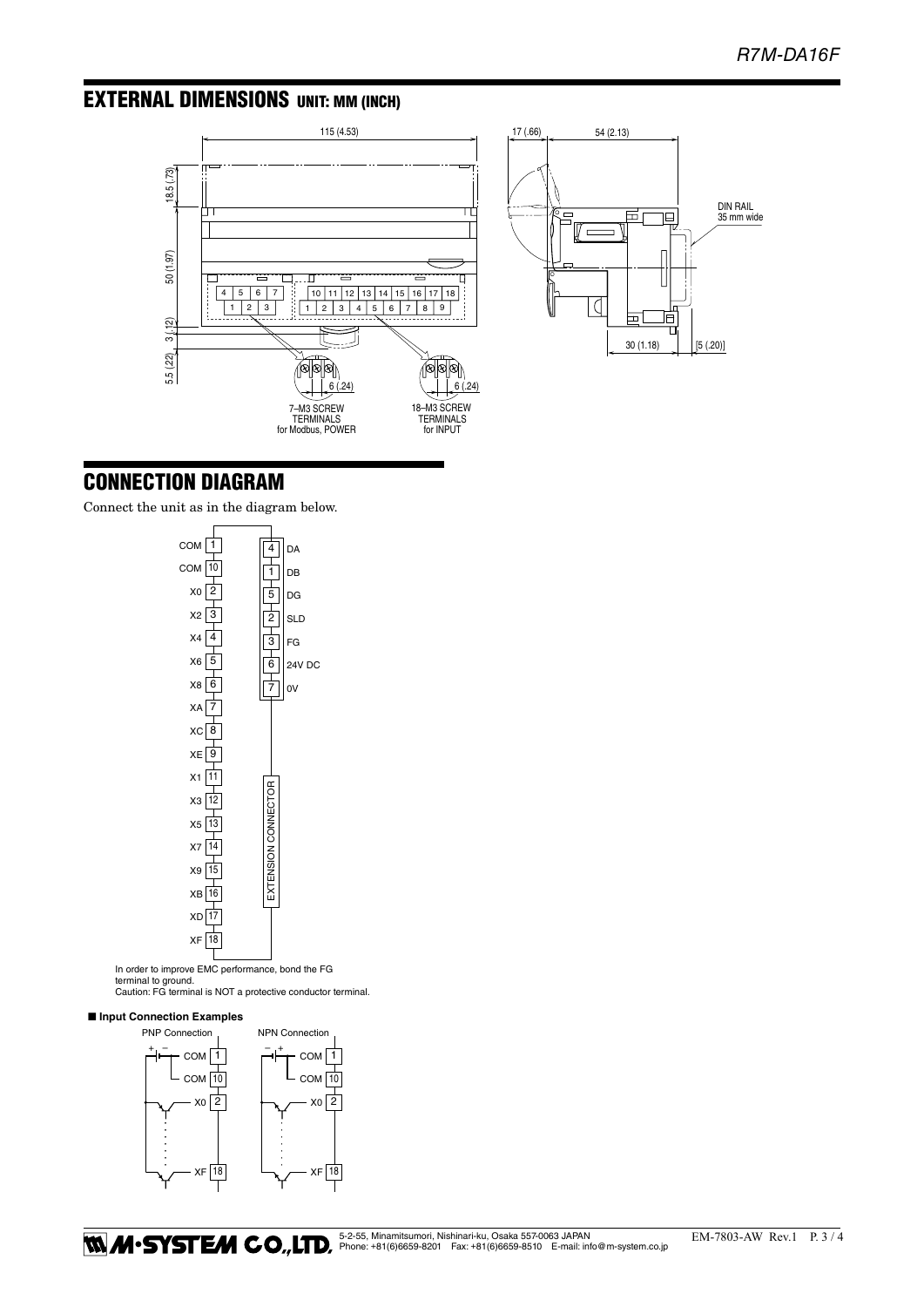## EXTERNAL DIMENSIONS UNIT: MM (INCH)

115 (4.53)

17 (.66) 54 (2.13)

18.5 (.73)

50 (1.97)

3 (.12)

5.5 (.22)

DIN RAIL 35 mm wide

30 (1.18) [5 (.20)]

6 (.24) 6 (.24)

7–M3 SCREW TERMINALS for Modbus, POWER

18–M3 SCREW TERMINALS for INPUT

## CONNECTION DIAGRAM

Connect the unit as in the diagram below.

| Terminal | No. |
|---|---|
| COM | 1 |
| COM | 10 |
| X0 | 2 |
| X2 | 3 |
| X4 | 4 |
| X6 | 5 |
| X8 | 6 |
| XA | 7 |
| XC | 8 |
| XE | 9 |
| X1 | 11 |
| X3 | 12 |
| X5 | 13 |
| X7 | 14 |
| X9 | 15 |
| XB | 16 |
| XD | 17 |
| XF | 18 |

| No. | Terminal |
|---|---|
| 4 | DA |
| 1 | DB |
| 5 | DG |
| 2 | SLD |
| 3 | FG |
| 6 | 24V DC |
| 7 | 0V |

EXTENSION CONNECTOR

In order to improve EMC performance, bond the FG terminal to ground.
Caution: FG terminal is NOT a protective conductor terminal.

■ **Input Connection Examples**

PNP Connection: + – COM 1, COM 10, X0 2, ... XF 18

NPN Connection: – + COM 1, COM 10, X0 2, ... XF 18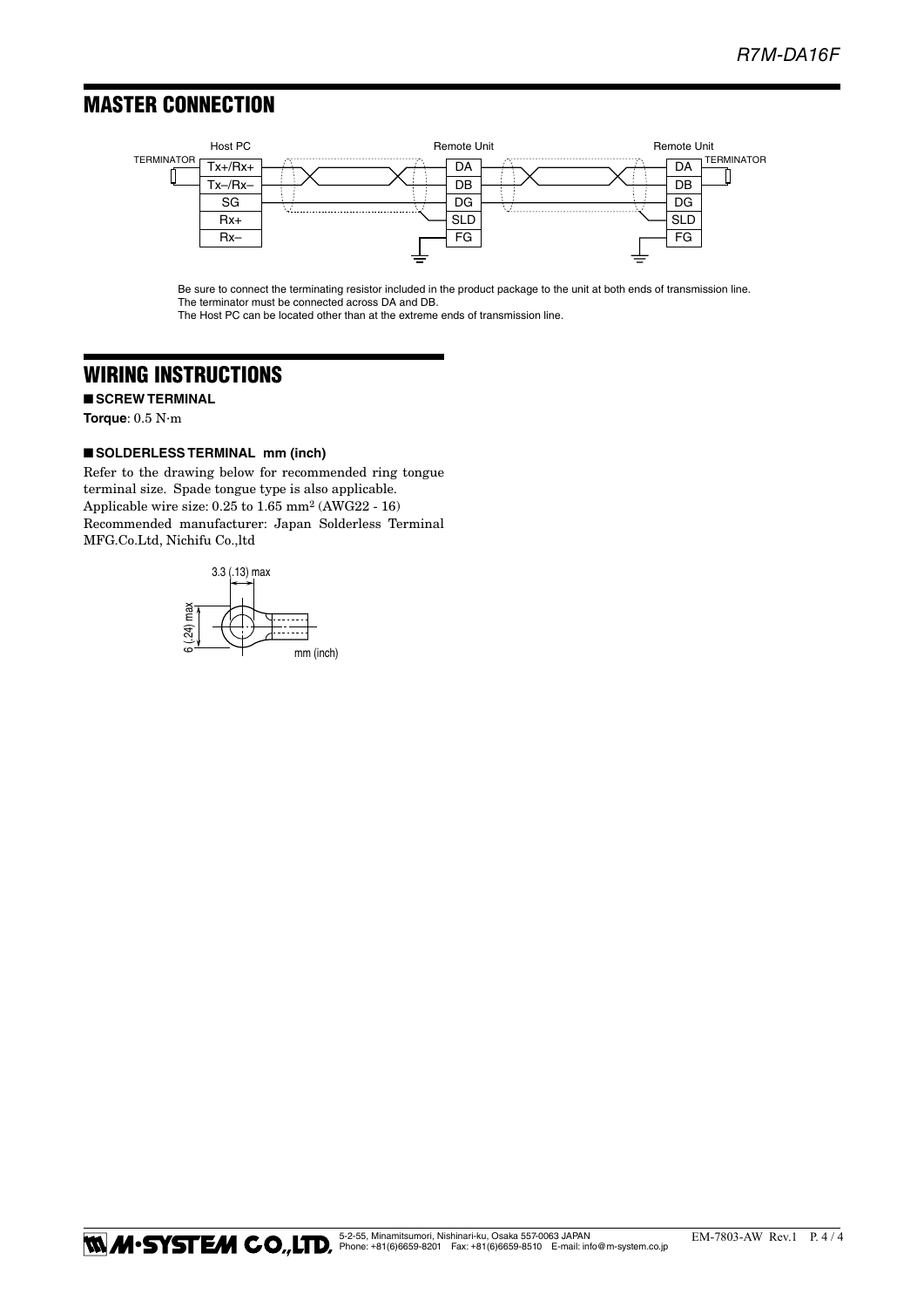## MASTER CONNECTION

Host PC

TERMINATOR

Tx+/Rx+

Tx–/Rx–

SG

Rx+

Rx–

Remote Unit

DA

DB

DG

SLD

FG

Remote Unit

DA

DB

DG

SLD

FG

TERMINATOR

Be sure to connect the terminating resistor included in the product package to the unit at both ends of transmission line.
The terminator must be connected across DA and DB.
The Host PC can be located other than at the extreme ends of transmission line.

## WIRING INSTRUCTIONS

■ **SCREW TERMINAL**

**Torque**: 0.5 N·m

■ **SOLDERLESS TERMINAL mm (inch)**

Refer to the drawing below for recommended ring tongue terminal size. Spade tongue type is also applicable.
Applicable wire size: 0.25 to 1.65 $mm^2$ (AWG22 - 16)
Recommended manufacturer: Japan Solderless Terminal MFG.Co.Ltd, Nichifu Co.,ltd

3.3 (.13) max

6 (.24) max

mm (inch)